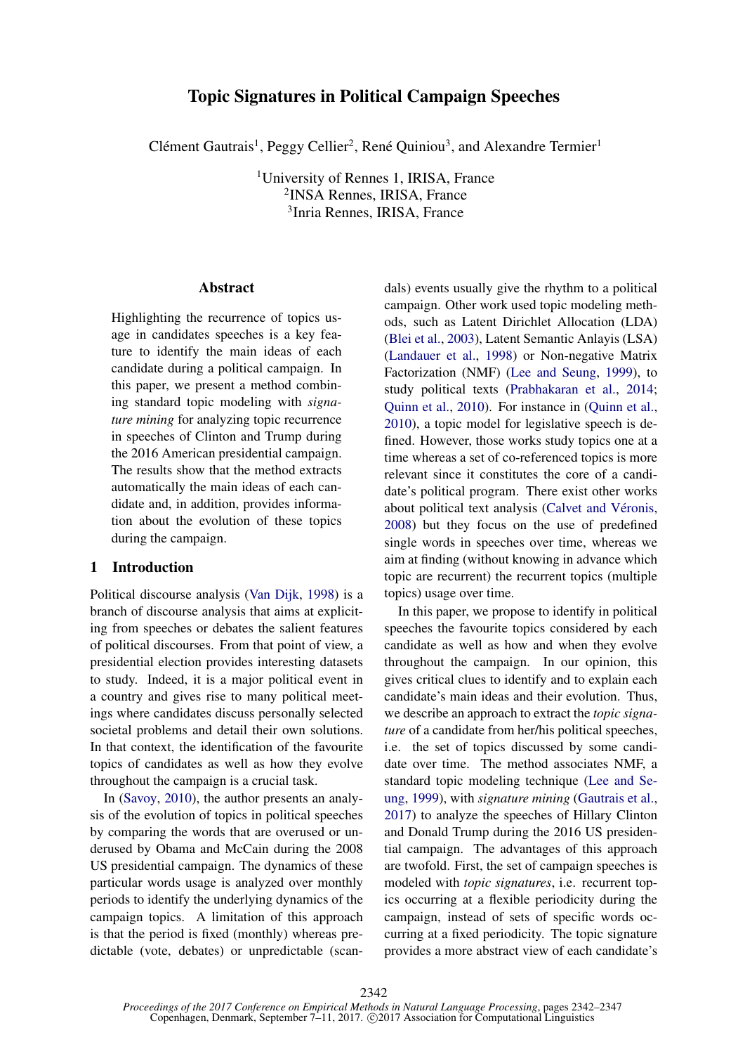# Topic Signatures in Political Campaign Speeches

Clément Gautrais[1], Peggy Cellier[2], René Quiniou[3], and Alexandre Termier[1]

[1]University of Rennes 1, IRISA, France
[2]INSA Rennes, IRISA, France
[3]Inria Rennes, IRISA, France

## Abstract

Highlighting the recurrence of topics usage in candidates speeches is a key feature to identify the main ideas of each candidate during a political campaign. In this paper, we present a method combining standard topic modeling with *signature mining* for analyzing topic recurrence in speeches of Clinton and Trump during the 2016 American presidential campaign. The results show that the method extracts automatically the main ideas of each candidate and, in addition, provides information about the evolution of these topics during the campaign.

## 1 Introduction

Political discourse analysis (Van Dijk, 1998) is a branch of discourse analysis that aims at explicit-ing from speeches or debates the salient features of political discourses. From that point of view, a presidential election provides interesting datasets to study. Indeed, it is a major political event in a country and gives rise to many political meetings where candidates discuss personally selected societal problems and detail their own solutions. In that context, the identification of the favourite topics of candidates as well as how they evolve throughout the campaign is a crucial task.

In (Savoy, 2010), the author presents an analysis of the evolution of topics in political speeches by comparing the words that are overused or underused by Obama and McCain during the 2008 US presidential campaign. The dynamics of these particular words usage is analyzed over monthly periods to identify the underlying dynamics of the campaign topics. A limitation of this approach is that the period is fixed (monthly) whereas predictable (vote, debates) or unpredictable (scandals) events usually give the rhythm to a political campaign. Other work used topic modeling methods, such as Latent Dirichlet Allocation (LDA) (Blei et al., 2003), Latent Semantic Anlayis (LSA) (Landauer et al., 1998) or Non-negative Matrix Factorization (NMF) (Lee and Seung, 1999), to study political texts (Prabhakaran et al., 2014; Quinn et al., 2010). For instance in (Quinn et al., 2010), a topic model for legislative speech is defined. However, those works study topics one at a time whereas a set of co-referenced topics is more relevant since it constitutes the core of a candidate's political program. There exist other works about political text analysis (Calvet and Véronis, 2008) but they focus on the use of predefined single words in speeches over time, whereas we aim at finding (without knowing in advance which topic are recurrent) the recurrent topics (multiple topics) usage over time.

In this paper, we propose to identify in political speeches the favourite topics considered by each candidate as well as how and when they evolve throughout the campaign. In our opinion, this gives critical clues to identify and to explain each candidate's main ideas and their evolution. Thus, we describe an approach to extract the *topic signature* of a candidate from her/his political speeches, i.e. the set of topics discussed by some candidate over time. The method associates NMF, a standard topic modeling technique (Lee and Seung, 1999), with *signature mining* (Gautrais et al., 2017) to analyze the speeches of Hillary Clinton and Donald Trump during the 2016 US presidential campaign. The advantages of this approach are twofold. First, the set of campaign speeches is modeled with *topic signatures*, i.e. recurrent topics occurring at a flexible periodicity during the campaign, instead of sets of specific words occurring at a fixed periodicity. The topic signature provides a more abstract view of each candidate's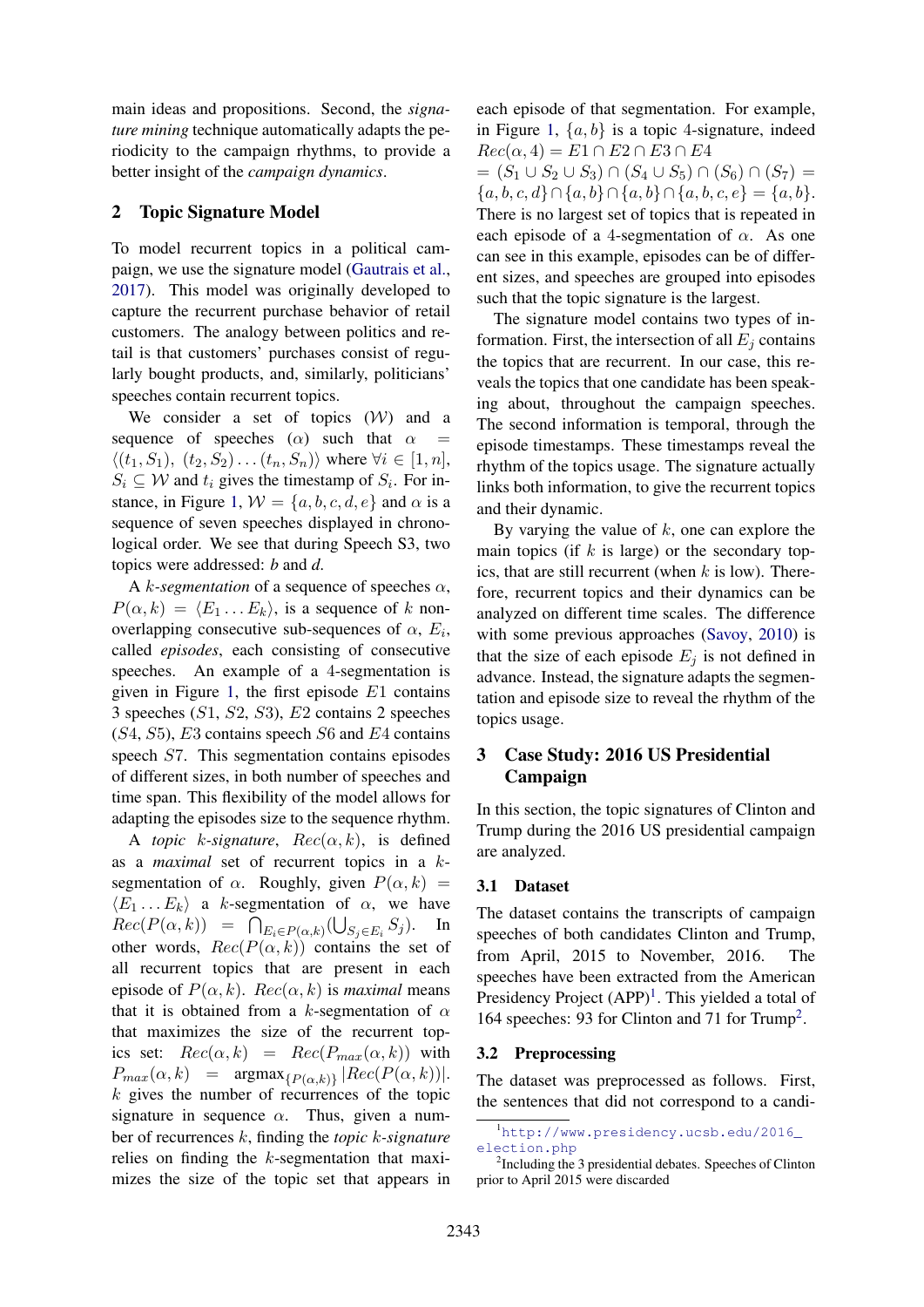main ideas and propositions. Second, the *signature mining* technique automatically adapts the periodicity to the campaign rhythms, to provide a better insight of the *campaign dynamics*.

## 2 Topic Signature Model

To model recurrent topics in a political campaign, we use the signature model (Gautrais et al., 2017). This model was originally developed to capture the recurrent purchase behavior of retail customers. The analogy between politics and retail is that customers' purchases consist of regularly bought products, and, similarly, politicians' speeches contain recurrent topics.

We consider a set of topics ($\mathcal{W}$) and a sequence of speeches ($\alpha$) such that $\alpha = \langle (t_1, S_1), (t_2, S_2) \ldots (t_n, S_n) \rangle$ where $\forall i \in [1, n]$, $S_i \subseteq \mathcal{W}$ and $t_i$ gives the timestamp of $S_i$. For instance, in Figure 1, $\mathcal{W} = \{a, b, c, d, e\}$ and $\alpha$ is a sequence of seven speeches displayed in chronological order. We see that during Speech S3, two topics were addressed: *b* and *d*.

A *k-segmentation* of a sequence of speeches $\alpha$, $P(\alpha, k) = \langle E_1 \ldots E_k \rangle$, is a sequence of $k$ non-overlapping consecutive sub-sequences of $\alpha$, $E_i$, called *episodes*, each consisting of consecutive speeches. An example of a 4-segmentation is given in Figure 1, the first episode $E1$ contains 3 speeches ($S1$, $S2$, $S3$), $E2$ contains 2 speeches ($S4$, $S5$), $E3$ contains speech $S6$ and $E4$ contains speech $S7$. This segmentation contains episodes of different sizes, in both number of speeches and time span. This flexibility of the model allows for adapting the episodes size to the sequence rhythm.

A *topic k-signature*, $Rec(\alpha, k)$, is defined as a *maximal* set of recurrent topics in a $k$-segmentation of $\alpha$. Roughly, given $P(\alpha, k) = \langle E_1 \ldots E_k \rangle$ a $k$-segmentation of $\alpha$, we have $Rec(P(\alpha, k)) = \bigcap_{E_i \in P(\alpha,k)} (\bigcup_{S_j \in E_i} S_j)$. In other words, $Rec(P(\alpha, k))$ contains the set of all recurrent topics that are present in each episode of $P(\alpha, k)$. $Rec(\alpha, k)$ is *maximal* means that it is obtained from a $k$-segmentation of $\alpha$ that maximizes the size of the recurrent topics set: $Rec(\alpha, k) = Rec(P_{max}(\alpha, k))$ with $P_{max}(\alpha, k) = \text{argmax}_{\{P(\alpha,k)\}} |Rec(P(\alpha, k))|$. $k$ gives the number of recurrences of the topic signature in sequence $\alpha$. Thus, given a number of recurrences $k$, finding the *topic k-signature* relies on finding the $k$-segmentation that maximizes the size of the topic set that appears in each episode of that segmentation. For example, in Figure 1, $\{a, b\}$ is a topic 4-signature, indeed $Rec(\alpha, 4) = E1 \cap E2 \cap E3 \cap E4$ $= (S_1 \cup S_2 \cup S_3) \cap (S_4 \cup S_5) \cap (S_6) \cap (S_7) = \{a, b, c, d\} \cap \{a, b\} \cap \{a, b\} \cap \{a, b, c, e\} = \{a, b\}$. There is no largest set of topics that is repeated in each episode of a 4-segmentation of $\alpha$. As one can see in this example, episodes can be of different sizes, and speeches are grouped into episodes such that the topic signature is the largest.

The signature model contains two types of information. First, the intersection of all $E_j$ contains the topics that are recurrent. In our case, this reveals the topics that one candidate has been speaking about, throughout the campaign speeches. The second information is temporal, through the episode timestamps. These timestamps reveal the rhythm of the topics usage. The signature actually links both information, to give the recurrent topics and their dynamic.

By varying the value of $k$, one can explore the main topics (if $k$ is large) or the secondary topics, that are still recurrent (when $k$ is low). Therefore, recurrent topics and their dynamics can be analyzed on different time scales. The difference with some previous approaches (Savoy, 2010) is that the size of each episode $E_j$ is not defined in advance. Instead, the signature adapts the segmentation and episode size to reveal the rhythm of the topics usage.

## 3 Case Study: 2016 US Presidential Campaign

In this section, the topic signatures of Clinton and Trump during the 2016 US presidential campaign are analyzed.

### 3.1 Dataset

The dataset contains the transcripts of campaign speeches of both candidates Clinton and Trump, from April, 2015 to November, 2016. The speeches have been extracted from the American Presidency Project (APP)[1]. This yielded a total of 164 speeches: 93 for Clinton and 71 for Trump[2].

### 3.2 Preprocessing

The dataset was preprocessed as follows. First, the sentences that did not correspond to a candi-

[1] http://www.presidency.ucsb.edu/2016_election.php

[2] Including the 3 presidential debates. Speeches of Clinton prior to April 2015 were discarded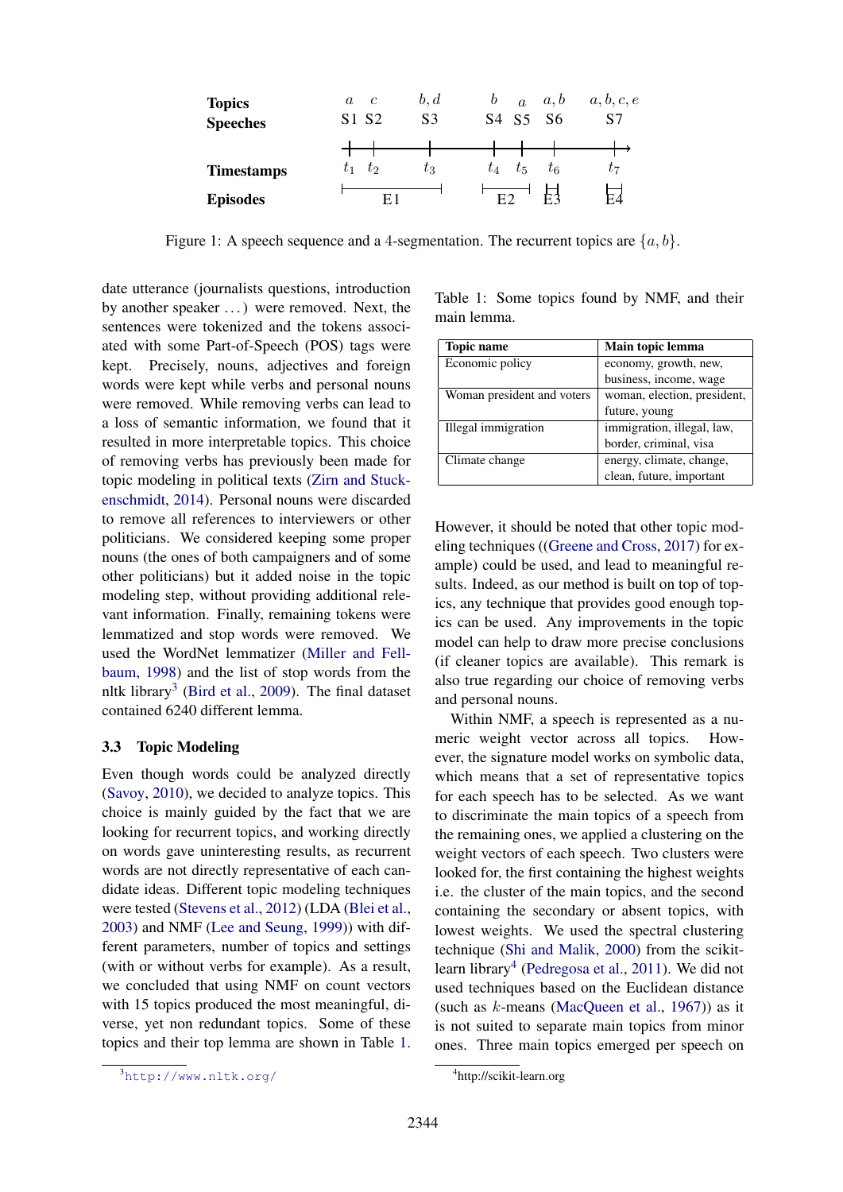| Topics | $a$ | $c$ | $b, d$ | $b$ | $a$ | $a, b$ | $a, b, c, e$ |
|---|---|---|---|---|---|---|---|
| Speeches | S1 | S2 | S3 | S4 | S5 | S6 | S7 |
| Timestamps | $t_1$ | $t_2$ | $t_3$ | $t_4$ | $t_5$ | $t_6$ | $t_7$ |
| Episodes | E1 | | | E2 | | E3 | E4 |

Figure 1: A speech sequence and a 4-segmentation. The recurrent topics are $\{a, b\}$.

date utterance (journalists questions, introduction by another speaker ...) were removed. Next, the sentences were tokenized and the tokens associated with some Part-of-Speech (POS) tags were kept. Precisely, nouns, adjectives and foreign words were kept while verbs and personal nouns were removed. While removing verbs can lead to a loss of semantic information, we found that it resulted in more interpretable topics. This choice of removing verbs has previously been made for topic modeling in political texts (Zirn and Stuckenschmidt, 2014). Personal nouns were discarded to remove all references to interviewers or other politicians. We considered keeping some proper nouns (the ones of both campaigners and of some other politicians) but it added noise in the topic modeling step, without providing additional relevant information. Finally, remaining tokens were lemmatized and stop words were removed. We used the WordNet lemmatizer (Miller and Fellbaum, 1998) and the list of stop words from the nltk library[3] (Bird et al., 2009). The final dataset contained 6240 different lemma.

### 3.3 Topic Modeling

Even though words could be analyzed directly (Savoy, 2010), we decided to analyze topics. This choice is mainly guided by the fact that we are looking for recurrent topics, and working directly on words gave uninteresting results, as recurrent words are not directly representative of each candidate ideas. Different topic modeling techniques were tested (Stevens et al., 2012) (LDA (Blei et al., 2003) and NMF (Lee and Seung, 1999)) with different parameters, number of topics and settings (with or without verbs for example). As a result, we concluded that using NMF on count vectors with 15 topics produced the most meaningful, diverse, yet non redundant topics. Some of these topics and their top lemma are shown in Table 1.

Table 1: Some topics found by NMF, and their main lemma.

| Topic name | Main topic lemma |
|---|---|
| Economic policy | economy, growth, new, business, income, wage |
| Woman president and voters | woman, election, president, future, young |
| Illegal immigration | immigration, illegal, law, border, criminal, visa |
| Climate change | energy, climate, change, clean, future, important |

However, it should be noted that other topic modeling techniques ((Greene and Cross, 2017) for example) could be used, and lead to meaningful results. Indeed, as our method is built on top of topics, any technique that provides good enough topics can be used. Any improvements in the topic model can help to draw more precise conclusions (if cleaner topics are available). This remark is also true regarding our choice of removing verbs and personal nouns.

Within NMF, a speech is represented as a numeric weight vector across all topics. However, the signature model works on symbolic data, which means that a set of representative topics for each speech has to be selected. As we want to discriminate the main topics of a speech from the remaining ones, we applied a clustering on the weight vectors of each speech. Two clusters were looked for, the first containing the highest weights i.e. the cluster of the main topics, and the second containing the secondary or absent topics, with lowest weights. We used the spectral clustering technique (Shi and Malik, 2000) from the scikit-learn library[4] (Pedregosa et al., 2011). We did not used techniques based on the Euclidean distance (such as $k$-means (MacQueen et al., 1967)) as it is not suited to separate main topics from minor ones. Three main topics emerged per speech on

[3] http://www.nltk.org/

[4] http://scikit-learn.org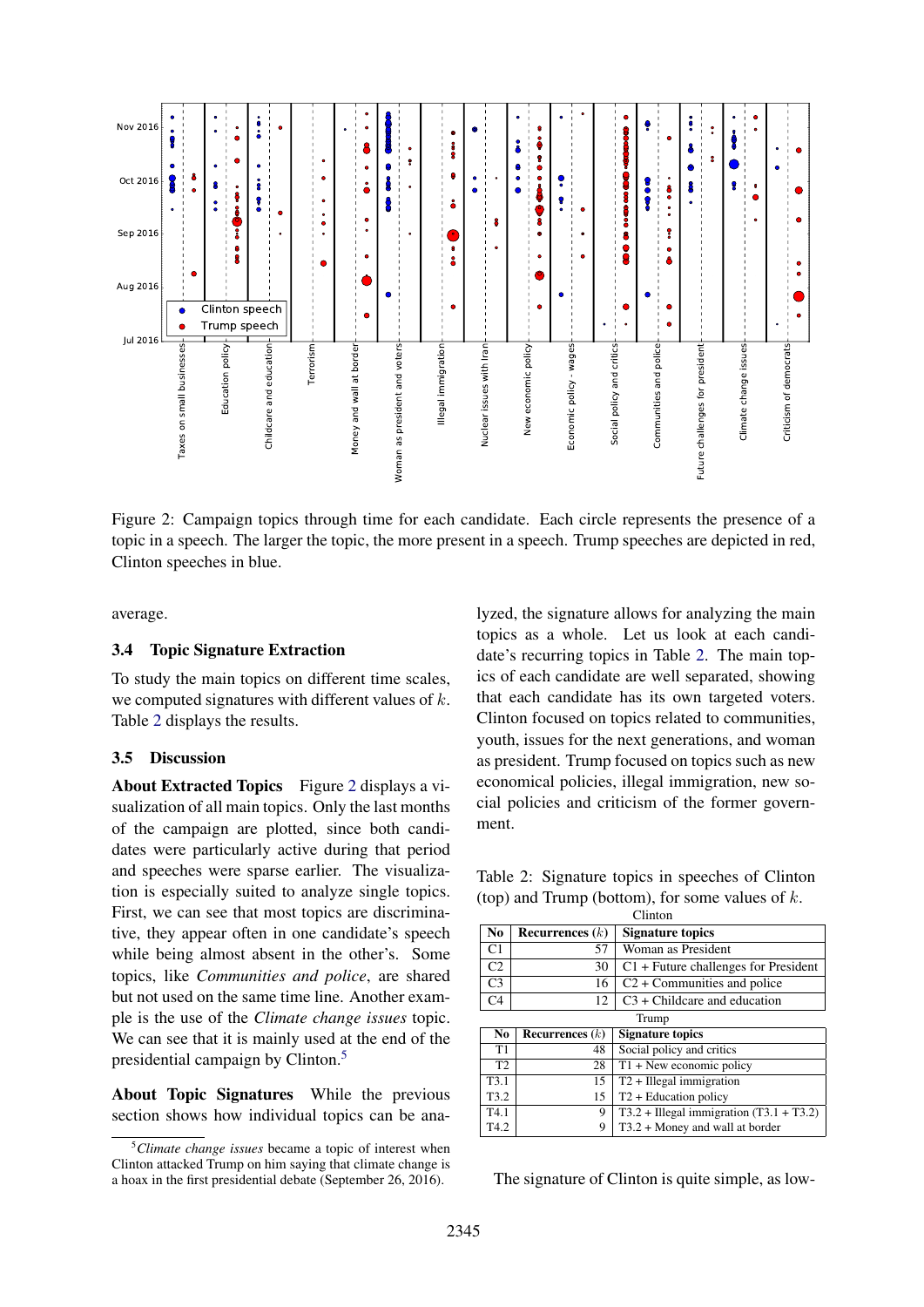Figure 2: Campaign topics through time for each candidate. Each circle represents the presence of a topic in a speech. The larger the topic, the more present in a speech. Trump speeches are depicted in red, Clinton speeches in blue.

average.

### 3.4 Topic Signature Extraction

To study the main topics on different time scales, we computed signatures with different values of $k$. Table 2 displays the results.

### 3.5 Discussion

**About Extracted Topics** Figure 2 displays a visualization of all main topics. Only the last months of the campaign are plotted, since both candidates were particularly active during that period and speeches were sparse earlier. The visualization is especially suited to analyze single topics. First, we can see that most topics are discriminative, they appear often in one candidate's speech while being almost absent in the other's. Some topics, like *Communities and police*, are shared but not used on the same time line. Another example is the use of the *Climate change issues* topic. We can see that it is mainly used at the end of the presidential campaign by Clinton.[5]

**About Topic Signatures** While the previous section shows how individual topics can be analyzed, the signature allows for analyzing the main topics as a whole. Let us look at each candidate's recurring topics in Table 2. The main topics of each candidate are well separated, showing that each candidate has its own targeted voters. Clinton focused on topics related to communities, youth, issues for the next generations, and woman as president. Trump focused on topics such as new economical policies, illegal immigration, new social policies and criticism of the former government.

Table 2: Signature topics in speeches of Clinton (top) and Trump (bottom), for some values of $k$.

Clinton

| No | Recurrences ($k$) | Signature topics |
|---|---|---|
| C1 | 57 | Woman as President |
| C2 | 30 | C1 + Future challenges for President |
| C3 | 16 | C2 + Communities and police |
| C4 | 12 | C3 + Childcare and education |

Trump

| No | Recurrences ($k$) | Signature topics |
|---|---|---|
| T1 | 48 | Social policy and critics |
| T2 | 28 | T1 + New economic policy |
| T3.1 | 15 | T2 + Illegal immigration |
| T3.2 | 15 | T2 + Education policy |
| T4.1 | 9 | T3.2 + Illegal immigration (T3.1 + T3.2) |
| T4.2 | 9 | T3.2 + Money and wall at border |

The signature of Clinton is quite simple, as low-

[5] *Climate change issues* became a topic of interest when Clinton attacked Trump on him saying that climate change is a hoax in the first presidential debate (September 26, 2016).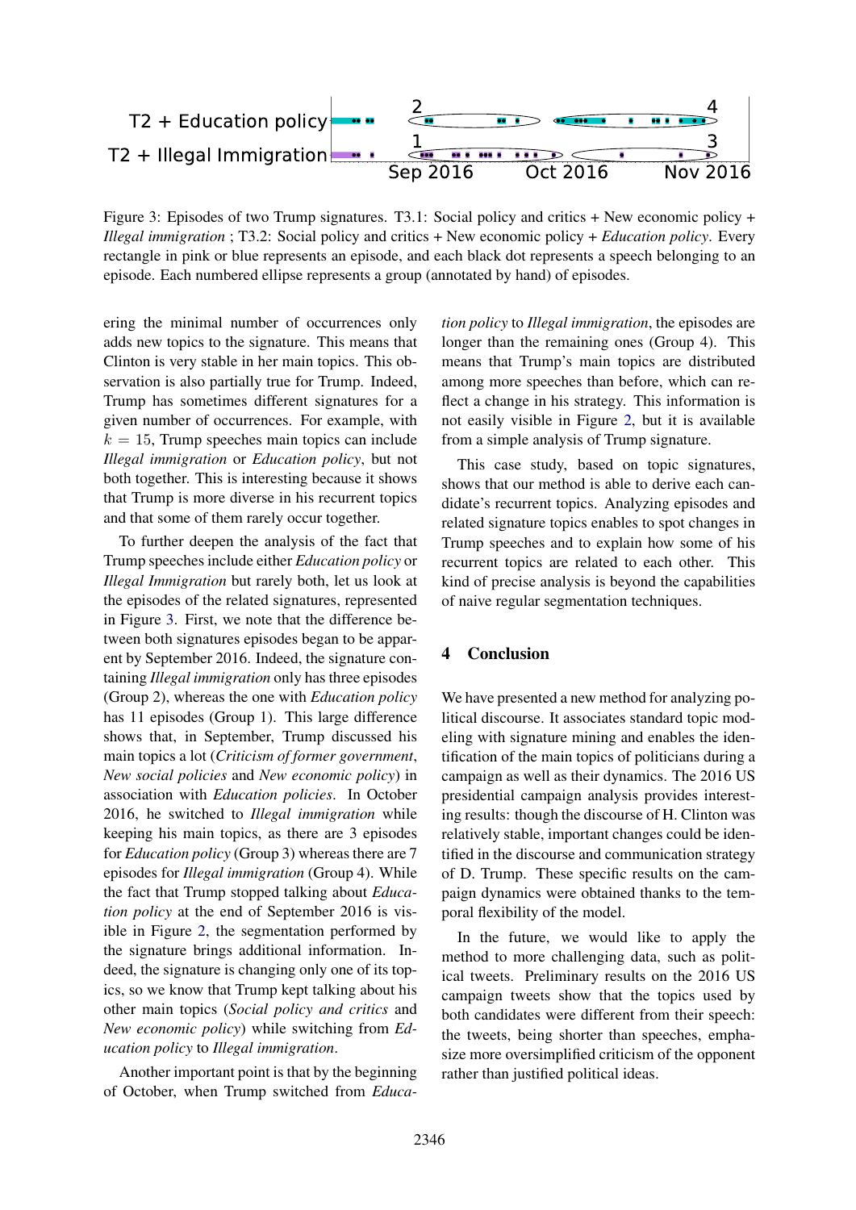Figure 3: Episodes of two Trump signatures. T3.1: Social policy and critics + New economic policy + *Illegal immigration* ; T3.2: Social policy and critics + New economic policy + *Education policy*. Every rectangle in pink or blue represents an episode, and each black dot represents a speech belonging to an episode. Each numbered ellipse represents a group (annotated by hand) of episodes.

ering the minimal number of occurrences only adds new topics to the signature. This means that Clinton is very stable in her main topics. This observation is also partially true for Trump. Indeed, Trump has sometimes different signatures for a given number of occurrences. For example, with $k = 15$, Trump speeches main topics can include *Illegal immigration* or *Education policy*, but not both together. This is interesting because it shows that Trump is more diverse in his recurrent topics and that some of them rarely occur together.

To further deepen the analysis of the fact that Trump speeches include either *Education policy* or *Illegal Immigration* but rarely both, let us look at the episodes of the related signatures, represented in Figure 3. First, we note that the difference between both signatures episodes began to be apparent by September 2016. Indeed, the signature containing *Illegal immigration* only has three episodes (Group 2), whereas the one with *Education policy* has 11 episodes (Group 1). This large difference shows that, in September, Trump discussed his main topics a lot (*Criticism of former government*, *New social policies* and *New economic policy*) in association with *Education policies*. In October 2016, he switched to *Illegal immigration* while keeping his main topics, as there are 3 episodes for *Education policy* (Group 3) whereas there are 7 episodes for *Illegal immigration* (Group 4). While the fact that Trump stopped talking about *Education policy* at the end of September 2016 is visible in Figure 2, the segmentation performed by the signature brings additional information. Indeed, the signature is changing only one of its topics, so we know that Trump kept talking about his other main topics (*Social policy and critics* and *New economic policy*) while switching from *Education policy* to *Illegal immigration*.

Another important point is that by the beginning of October, when Trump switched from *Education policy* to *Illegal immigration*, the episodes are longer than the remaining ones (Group 4). This means that Trump's main topics are distributed among more speeches than before, which can reflect a change in his strategy. This information is not easily visible in Figure 2, but it is available from a simple analysis of Trump signature.

This case study, based on topic signatures, shows that our method is able to derive each candidate's recurrent topics. Analyzing episodes and related signature topics enables to spot changes in Trump speeches and to explain how some of his recurrent topics are related to each other. This kind of precise analysis is beyond the capabilities of naive regular segmentation techniques.

## 4 Conclusion

We have presented a new method for analyzing political discourse. It associates standard topic modeling with signature mining and enables the identification of the main topics of politicians during a campaign as well as their dynamics. The 2016 US presidential campaign analysis provides interesting results: though the discourse of H. Clinton was relatively stable, important changes could be identified in the discourse and communication strategy of D. Trump. These specific results on the campaign dynamics were obtained thanks to the temporal flexibility of the model.

In the future, we would like to apply the method to more challenging data, such as political tweets. Preliminary results on the 2016 US campaign tweets show that the topics used by both candidates were different from their speech: the tweets, being shorter than speeches, emphasize more oversimplified criticism of the opponent rather than justified political ideas.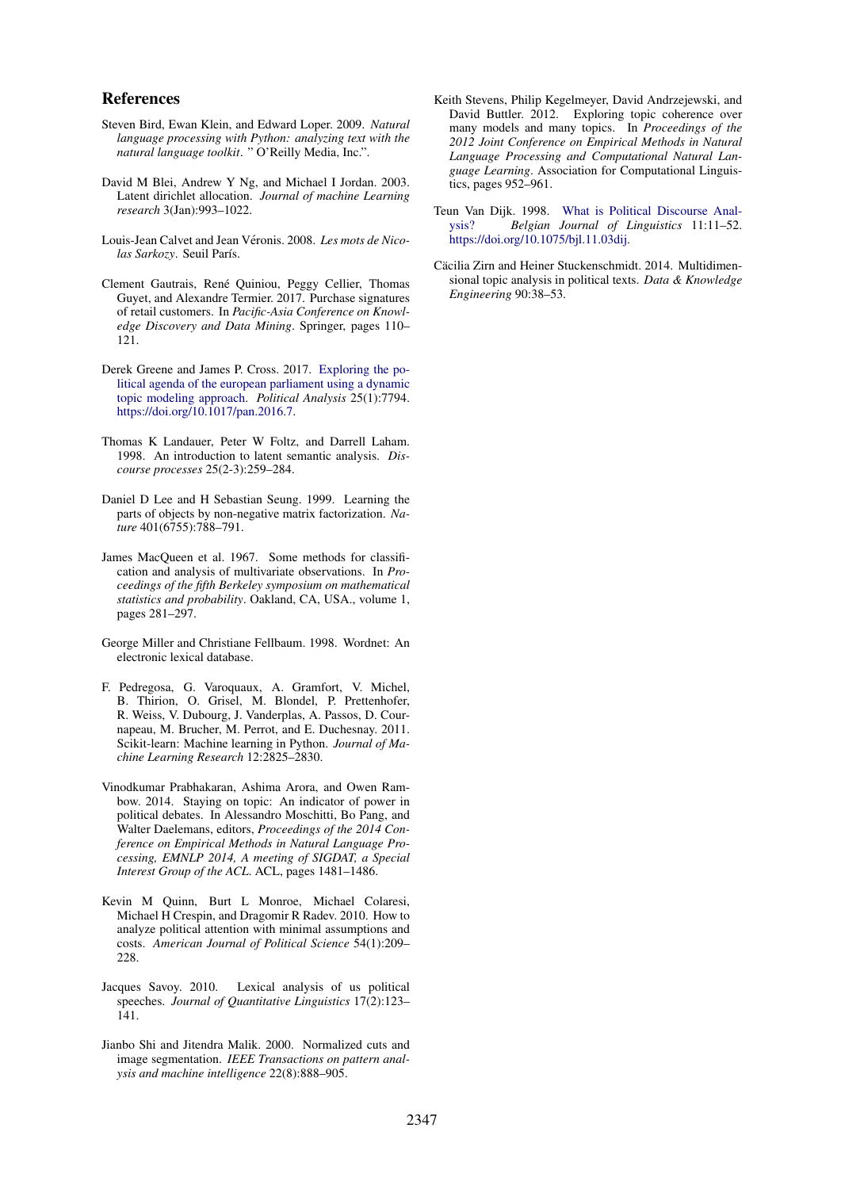## References

Steven Bird, Ewan Klein, and Edward Loper. 2009. *Natural language processing with Python: analyzing text with the natural language toolkit*. " O'Reilly Media, Inc.".

David M Blei, Andrew Y Ng, and Michael I Jordan. 2003. Latent dirichlet allocation. *Journal of machine Learning research* 3(Jan):993–1022.

Louis-Jean Calvet and Jean Véronis. 2008. *Les mots de Nicolas Sarkozy*. Seuil París.

Clement Gautrais, René Quiniou, Peggy Cellier, Thomas Guyet, and Alexandre Termier. 2017. Purchase signatures of retail customers. In *Pacific-Asia Conference on Knowledge Discovery and Data Mining*. Springer, pages 110–121.

Derek Greene and James P. Cross. 2017. Exploring the political agenda of the european parliament using a dynamic topic modeling approach. *Political Analysis* 25(1):7794. https://doi.org/10.1017/pan.2016.7.

Thomas K Landauer, Peter W Foltz, and Darrell Laham. 1998. An introduction to latent semantic analysis. *Discourse processes* 25(2-3):259–284.

Daniel D Lee and H Sebastian Seung. 1999. Learning the parts of objects by non-negative matrix factorization. *Nature* 401(6755):788–791.

James MacQueen et al. 1967. Some methods for classification and analysis of multivariate observations. In *Proceedings of the fifth Berkeley symposium on mathematical statistics and probability*. Oakland, CA, USA., volume 1, pages 281–297.

George Miller and Christiane Fellbaum. 1998. Wordnet: An electronic lexical database.

F. Pedregosa, G. Varoquaux, A. Gramfort, V. Michel, B. Thirion, O. Grisel, M. Blondel, P. Prettenhofer, R. Weiss, V. Dubourg, J. Vanderplas, A. Passos, D. Cournapeau, M. Brucher, M. Perrot, and E. Duchesnay. 2011. Scikit-learn: Machine learning in Python. *Journal of Machine Learning Research* 12:2825–2830.

Vinodkumar Prabhakaran, Ashima Arora, and Owen Rambow. 2014. Staying on topic: An indicator of power in political debates. In Alessandro Moschitti, Bo Pang, and Walter Daelemans, editors, *Proceedings of the 2014 Conference on Empirical Methods in Natural Language Processing, EMNLP 2014, A meeting of SIGDAT, a Special Interest Group of the ACL*. ACL, pages 1481–1486.

Kevin M Quinn, Burt L Monroe, Michael Colaresi, Michael H Crespin, and Dragomir R Radev. 2010. How to analyze political attention with minimal assumptions and costs. *American Journal of Political Science* 54(1):209–228.

Jacques Savoy. 2010. Lexical analysis of us political speeches. *Journal of Quantitative Linguistics* 17(2):123–141.

Jianbo Shi and Jitendra Malik. 2000. Normalized cuts and image segmentation. *IEEE Transactions on pattern analysis and machine intelligence* 22(8):888–905.

Keith Stevens, Philip Kegelmeyer, David Andrzejewski, and David Buttler. 2012. Exploring topic coherence over many models and many topics. In *Proceedings of the 2012 Joint Conference on Empirical Methods in Natural Language Processing and Computational Natural Language Learning*. Association for Computational Linguistics, pages 952–961.

Teun Van Dijk. 1998. What is Political Discourse Analysis? *Belgian Journal of Linguistics* 11:11–52. https://doi.org/10.1075/bjl.11.03dij.

Cäcilia Zirn and Heiner Stuckenschmidt. 2014. Multidimensional topic analysis in political texts. *Data & Knowledge Engineering* 90:38–53.